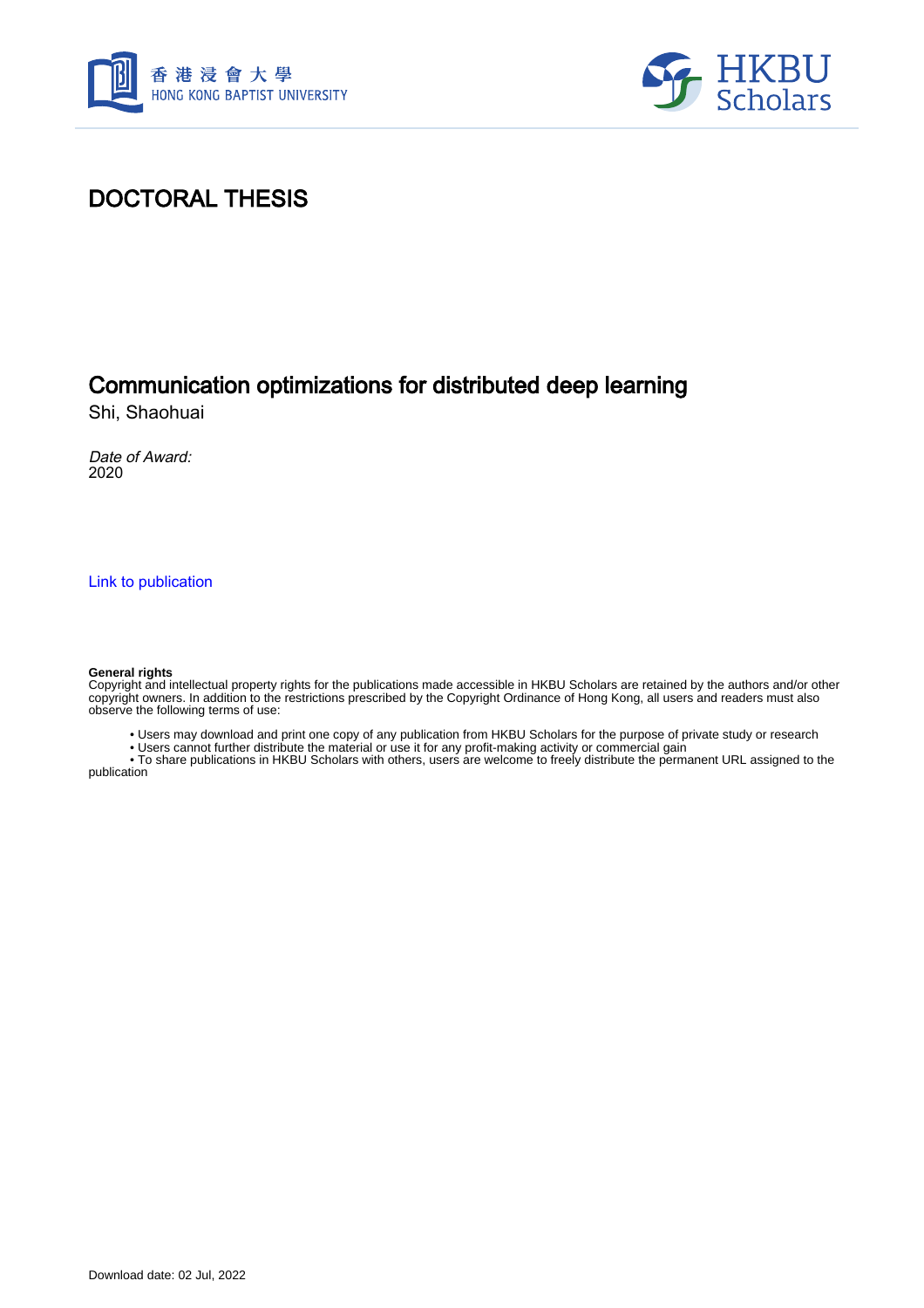# DOCTORAL THESIS

## Communication optimizations for distributed deep learning

Shi, Shaohuai

*Date of Award:*
2020

[Link to publication](#)

**General rights**
Copyright and intellectual property rights for the publications made accessible in HKBU Scholars are retained by the authors and/or other copyright owners. In addition to the restrictions prescribed by the Copyright Ordinance of Hong Kong, all users and readers must also observe the following terms of use:

- Users may download and print one copy of any publication from HKBU Scholars for the purpose of private study or research
- Users cannot further distribute the material or use it for any profit-making activity or commercial gain
- To share publications in HKBU Scholars with others, users are welcome to freely distribute the permanent URL assigned to the publication

Download date: 02 Jul, 2022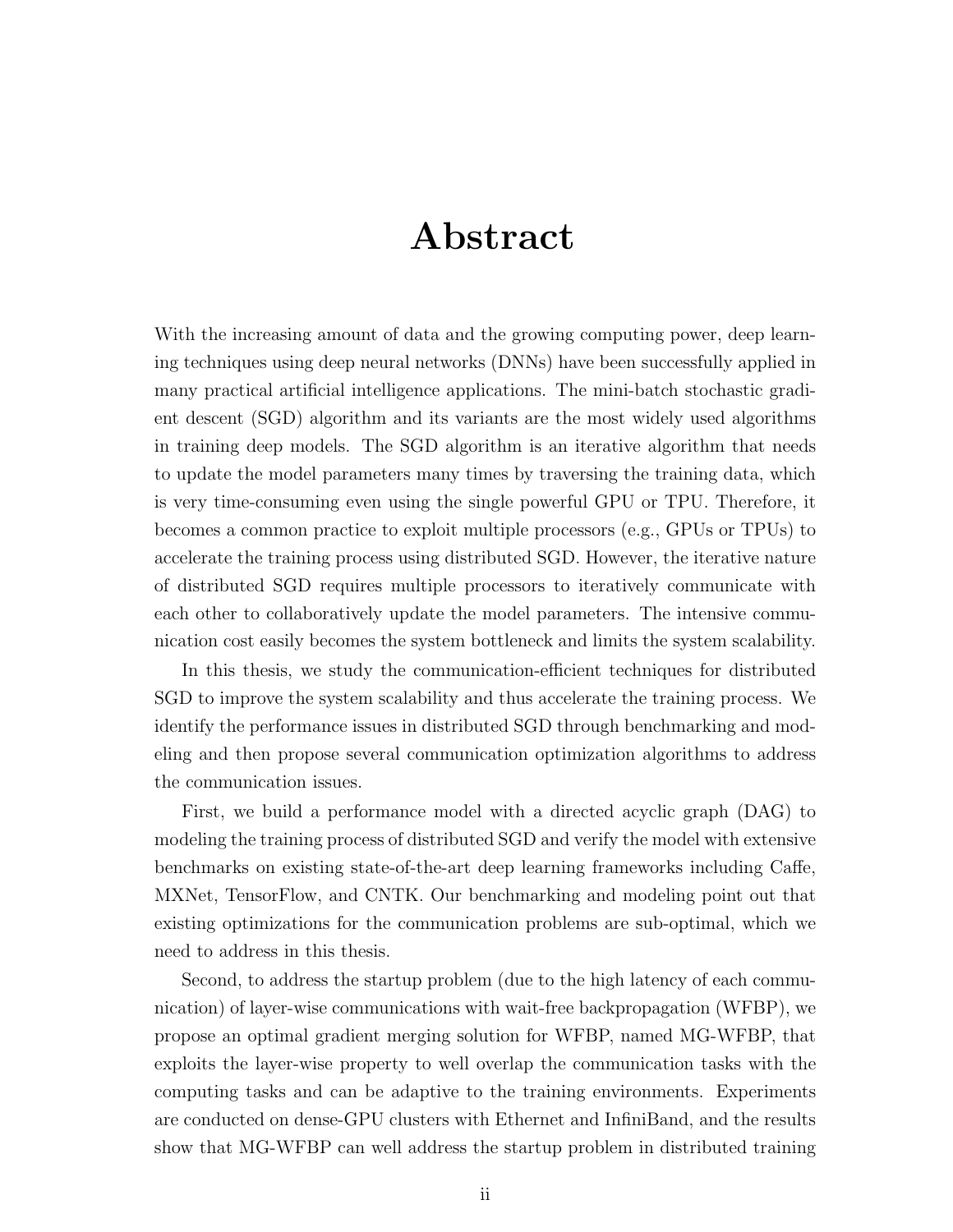# Abstract

With the increasing amount of data and the growing computing power, deep learning techniques using deep neural networks (DNNs) have been successfully applied in many practical artificial intelligence applications. The mini-batch stochastic gradient descent (SGD) algorithm and its variants are the most widely used algorithms in training deep models. The SGD algorithm is an iterative algorithm that needs to update the model parameters many times by traversing the training data, which is very time-consuming even using the single powerful GPU or TPU. Therefore, it becomes a common practice to exploit multiple processors (e.g., GPUs or TPUs) to accelerate the training process using distributed SGD. However, the iterative nature of distributed SGD requires multiple processors to iteratively communicate with each other to collaboratively update the model parameters. The intensive communication cost easily becomes the system bottleneck and limits the system scalability.

In this thesis, we study the communication-efficient techniques for distributed SGD to improve the system scalability and thus accelerate the training process. We identify the performance issues in distributed SGD through benchmarking and modeling and then propose several communication optimization algorithms to address the communication issues.

First, we build a performance model with a directed acyclic graph (DAG) to modeling the training process of distributed SGD and verify the model with extensive benchmarks on existing state-of-the-art deep learning frameworks including Caffe, MXNet, TensorFlow, and CNTK. Our benchmarking and modeling point out that existing optimizations for the communication problems are sub-optimal, which we need to address in this thesis.

Second, to address the startup problem (due to the high latency of each communication) of layer-wise communications with wait-free backpropagation (WFBP), we propose an optimal gradient merging solution for WFBP, named MG-WFBP, that exploits the layer-wise property to well overlap the communication tasks with the computing tasks and can be adaptive to the training environments. Experiments are conducted on dense-GPU clusters with Ethernet and InfiniBand, and the results show that MG-WFBP can well address the startup problem in distributed training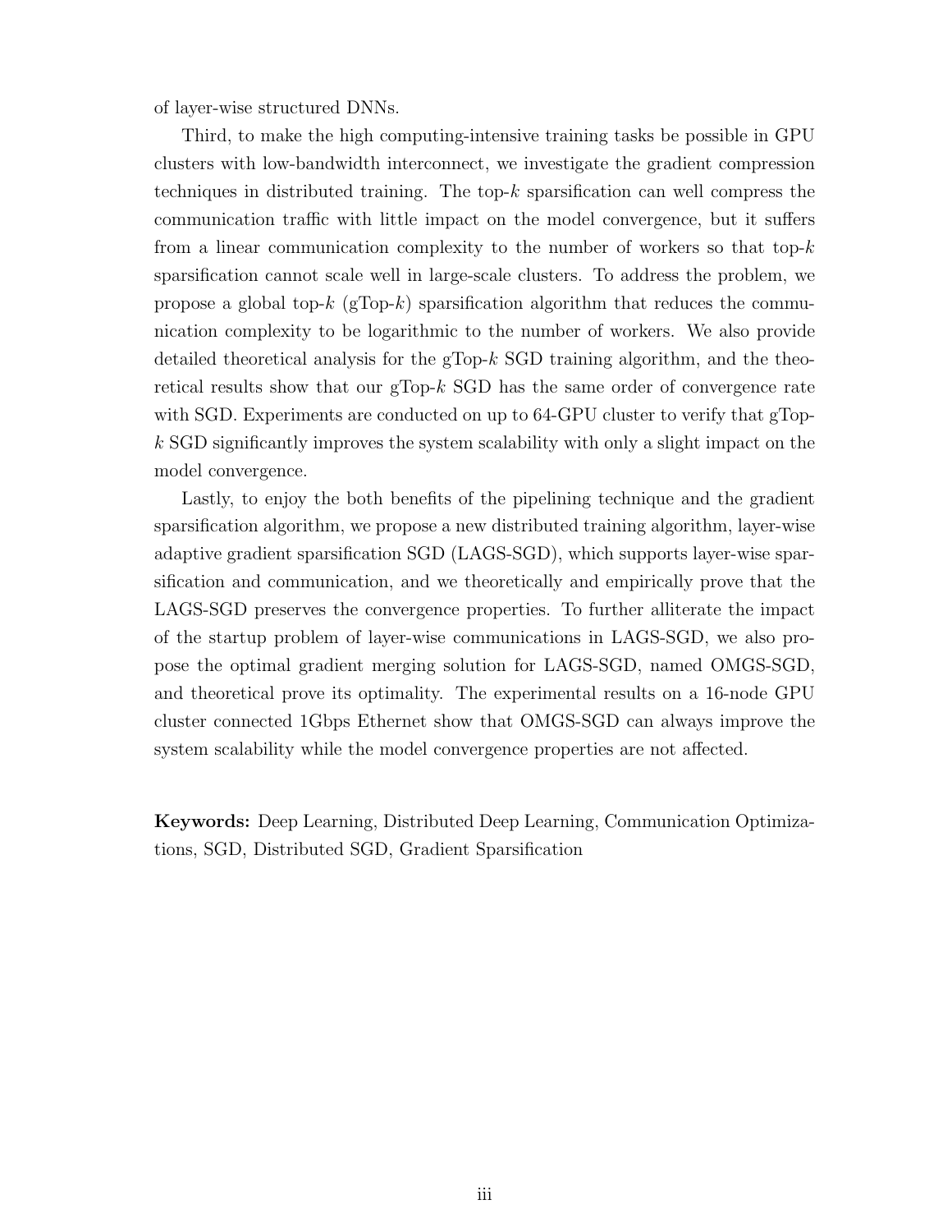of layer-wise structured DNNs.

Third, to make the high computing-intensive training tasks be possible in GPU clusters with low-bandwidth interconnect, we investigate the gradient compression techniques in distributed training. The top-$k$ sparsification can well compress the communication traffic with little impact on the model convergence, but it suffers from a linear communication complexity to the number of workers so that top-$k$ sparsification cannot scale well in large-scale clusters. To address the problem, we propose a global top-$k$ (gTop-$k$) sparsification algorithm that reduces the communication complexity to be logarithmic to the number of workers. We also provide detailed theoretical analysis for the gTop-$k$ SGD training algorithm, and the theoretical results show that our gTop-$k$ SGD has the same order of convergence rate with SGD. Experiments are conducted on up to 64-GPU cluster to verify that gTop-$k$ SGD significantly improves the system scalability with only a slight impact on the model convergence.

Lastly, to enjoy the both benefits of the pipelining technique and the gradient sparsification algorithm, we propose a new distributed training algorithm, layer-wise adaptive gradient sparsification SGD (LAGS-SGD), which supports layer-wise sparsification and communication, and we theoretically and empirically prove that the LAGS-SGD preserves the convergence properties. To further alliterate the impact of the startup problem of layer-wise communications in LAGS-SGD, we also propose the optimal gradient merging solution for LAGS-SGD, named OMGS-SGD, and theoretical prove its optimality. The experimental results on a 16-node GPU cluster connected 1Gbps Ethernet show that OMGS-SGD can always improve the system scalability while the model convergence properties are not affected.

**Keywords:** Deep Learning, Distributed Deep Learning, Communication Optimizations, SGD, Distributed SGD, Gradient Sparsification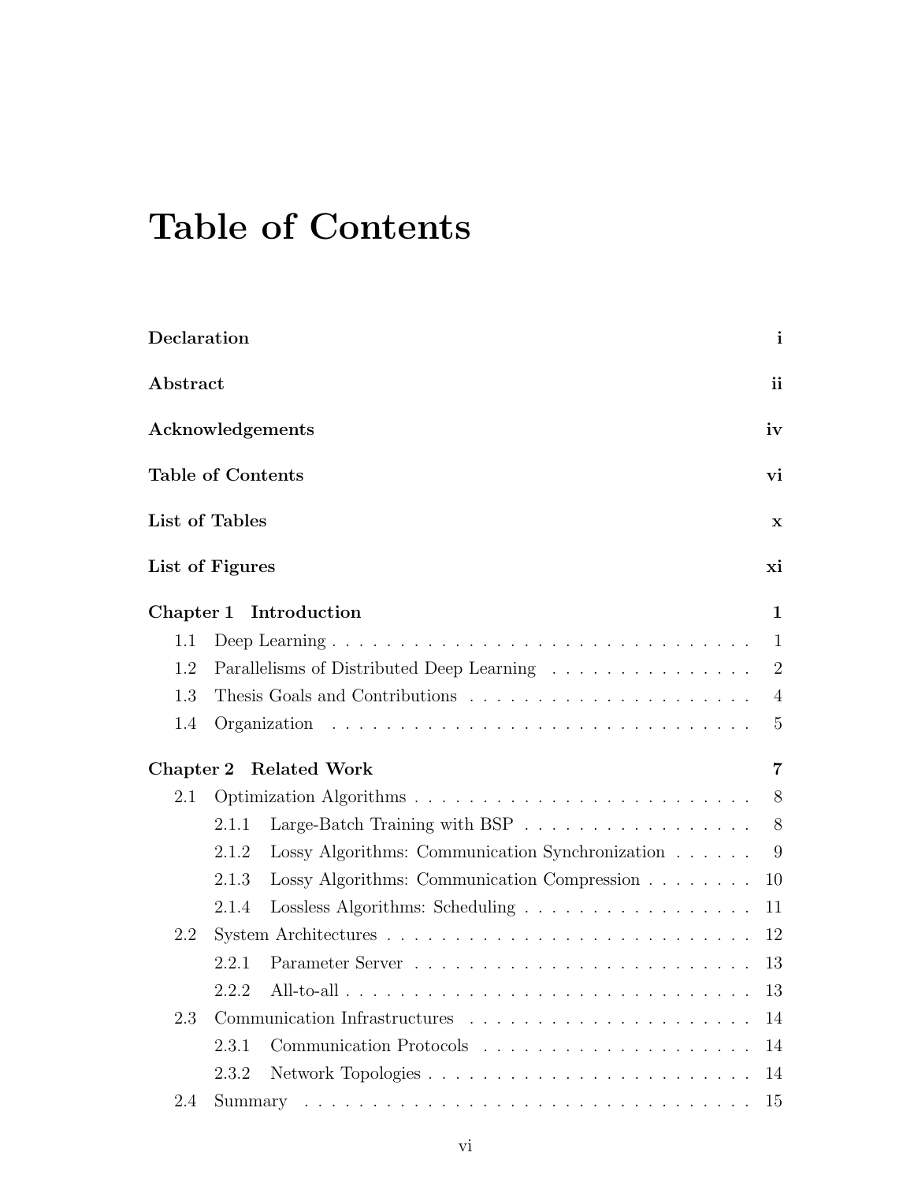# Table of Contents

**Declaration** **i**

**Abstract** **ii**

**Acknowledgements** **iv**

**Table of Contents** **vi**

**List of Tables** **x**

**List of Figures** **xi**

**Chapter 1 Introduction** **1**

- 1.1 Deep Learning . . . . . . . . . . . . . . . . . . . . . . . . . . . . . . . 1
- 1.2 Parallelisms of Distributed Deep Learning . . . . . . . . . . . . . . . . 2
- 1.3 Thesis Goals and Contributions . . . . . . . . . . . . . . . . . . . . . 4
- 1.4 Organization . . . . . . . . . . . . . . . . . . . . . . . . . . . . . . . 5

**Chapter 2 Related Work** **7**

- 2.1 Optimization Algorithms . . . . . . . . . . . . . . . . . . . . . . . . . 8
  - 2.1.1 Large-Batch Training with BSP . . . . . . . . . . . . . . . . . . 8
  - 2.1.2 Lossy Algorithms: Communication Synchronization . . . . . . 9
  - 2.1.3 Lossy Algorithms: Communication Compression . . . . . . . . 10
  - 2.1.4 Lossless Algorithms: Scheduling . . . . . . . . . . . . . . . . . 11
- 2.2 System Architectures . . . . . . . . . . . . . . . . . . . . . . . . . . . 12
  - 2.2.1 Parameter Server . . . . . . . . . . . . . . . . . . . . . . . . . 13
  - 2.2.2 All-to-all . . . . . . . . . . . . . . . . . . . . . . . . . . . . . . 13
- 2.3 Communication Infrastructures . . . . . . . . . . . . . . . . . . . . . 14
  - 2.3.1 Communication Protocols . . . . . . . . . . . . . . . . . . . . . 14
  - 2.3.2 Network Topologies . . . . . . . . . . . . . . . . . . . . . . . . 14
- 2.4 Summary . . . . . . . . . . . . . . . . . . . . . . . . . . . . . . . . . 15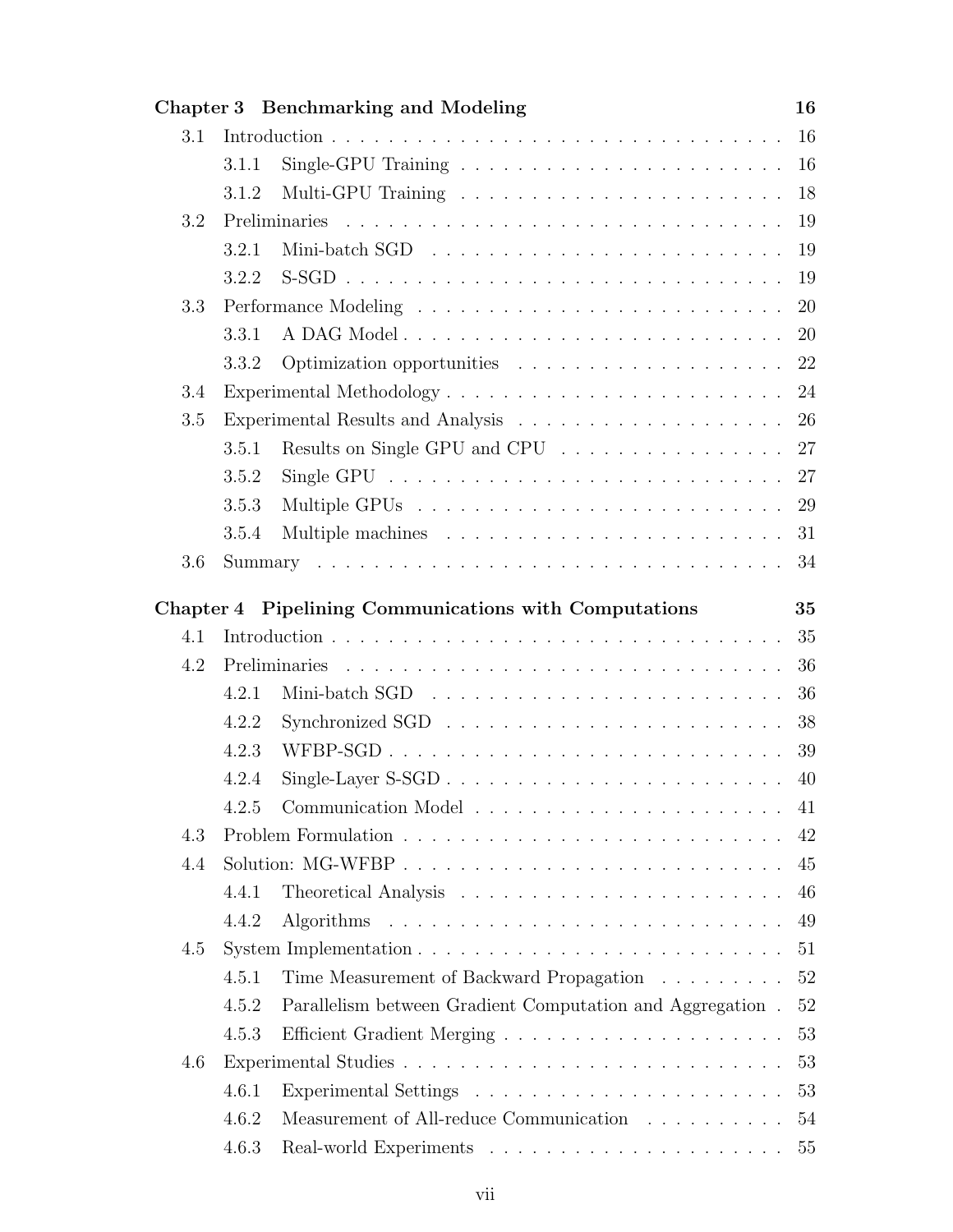**Chapter 3 Benchmarking and Modeling** **16**

- 3.1 Introduction . . . 16
  - 3.1.1 Single-GPU Training . . . 16
  - 3.1.2 Multi-GPU Training . . . 18
- 3.2 Preliminaries . . . 19
  - 3.2.1 Mini-batch SGD . . . 19
  - 3.2.2 S-SGD . . . 19
- 3.3 Performance Modeling . . . 20
  - 3.3.1 A DAG Model . . . 20
  - 3.3.2 Optimization opportunities . . . 22
- 3.4 Experimental Methodology . . . 24
- 3.5 Experimental Results and Analysis . . . 26
  - 3.5.1 Results on Single GPU and CPU . . . 27
  - 3.5.2 Single GPU . . . 27
  - 3.5.3 Multiple GPUs . . . 29
  - 3.5.4 Multiple machines . . . 31
- 3.6 Summary . . . 34

**Chapter 4 Pipelining Communications with Computations** **35**

- 4.1 Introduction . . . 35
- 4.2 Preliminaries . . . 36
  - 4.2.1 Mini-batch SGD . . . 36
  - 4.2.2 Synchronized SGD . . . 38
  - 4.2.3 WFBP-SGD . . . 39
  - 4.2.4 Single-Layer S-SGD . . . 40
  - 4.2.5 Communication Model . . . 41
- 4.3 Problem Formulation . . . 42
- 4.4 Solution: MG-WFBP . . . 45
  - 4.4.1 Theoretical Analysis . . . 46
  - 4.4.2 Algorithms . . . 49
- 4.5 System Implementation . . . 51
  - 4.5.1 Time Measurement of Backward Propagation . . . 52
  - 4.5.2 Parallelism between Gradient Computation and Aggregation . 52
  - 4.5.3 Efficient Gradient Merging . . . 53
- 4.6 Experimental Studies . . . 53
  - 4.6.1 Experimental Settings . . . 53
  - 4.6.2 Measurement of All-reduce Communication . . . 54
  - 4.6.3 Real-world Experiments . . . 55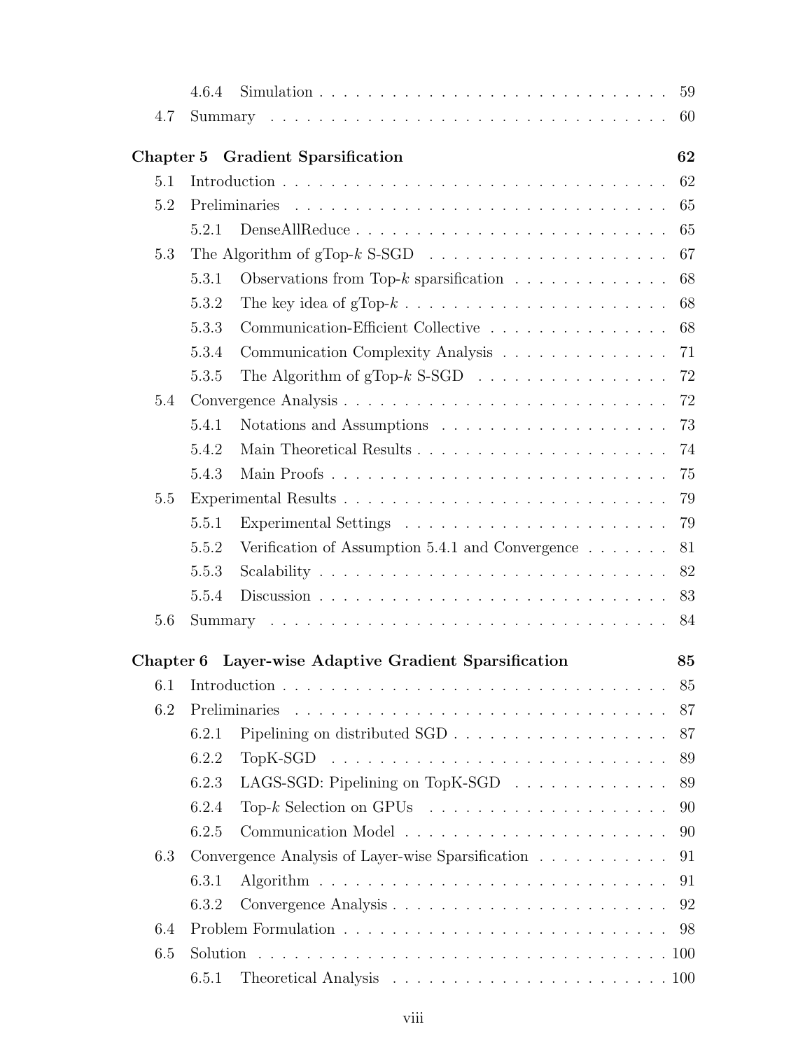| | | |
|---|---|---|
| 4.6.4 | Simulation | 59 |
| 4.7 | Summary | 60 |

**Chapter 5 Gradient Sparsification** **62**

| | | |
|---|---|---|
| 5.1 | Introduction | 62 |
| 5.2 | Preliminaries | 65 |
| 5.2.1 | DenseAllReduce | 65 |
| 5.3 | The Algorithm of gTop-$k$ S-SGD | 67 |
| 5.3.1 | Observations from Top-$k$ sparsification | 68 |
| 5.3.2 | The key idea of gTop-$k$ | 68 |
| 5.3.3 | Communication-Efficient Collective | 68 |
| 5.3.4 | Communication Complexity Analysis | 71 |
| 5.3.5 | The Algorithm of gTop-$k$ S-SGD | 72 |
| 5.4 | Convergence Analysis | 72 |
| 5.4.1 | Notations and Assumptions | 73 |
| 5.4.2 | Main Theoretical Results | 74 |
| 5.4.3 | Main Proofs | 75 |
| 5.5 | Experimental Results | 79 |
| 5.5.1 | Experimental Settings | 79 |
| 5.5.2 | Verification of Assumption 5.4.1 and Convergence | 81 |
| 5.5.3 | Scalability | 82 |
| 5.5.4 | Discussion | 83 |
| 5.6 | Summary | 84 |

**Chapter 6 Layer-wise Adaptive Gradient Sparsification** **85**

| | | |
|---|---|---|
| 6.1 | Introduction | 85 |
| 6.2 | Preliminaries | 87 |
| 6.2.1 | Pipelining on distributed SGD | 87 |
| 6.2.2 | TopK-SGD | 89 |
| 6.2.3 | LAGS-SGD: Pipelining on TopK-SGD | 89 |
| 6.2.4 | Top-$k$ Selection on GPUs | 90 |
| 6.2.5 | Communication Model | 90 |
| 6.3 | Convergence Analysis of Layer-wise Sparsification | 91 |
| 6.3.1 | Algorithm | 91 |
| 6.3.2 | Convergence Analysis | 92 |
| 6.4 | Problem Formulation | 98 |
| 6.5 | Solution | 100 |
| 6.5.1 | Theoretical Analysis | 100 |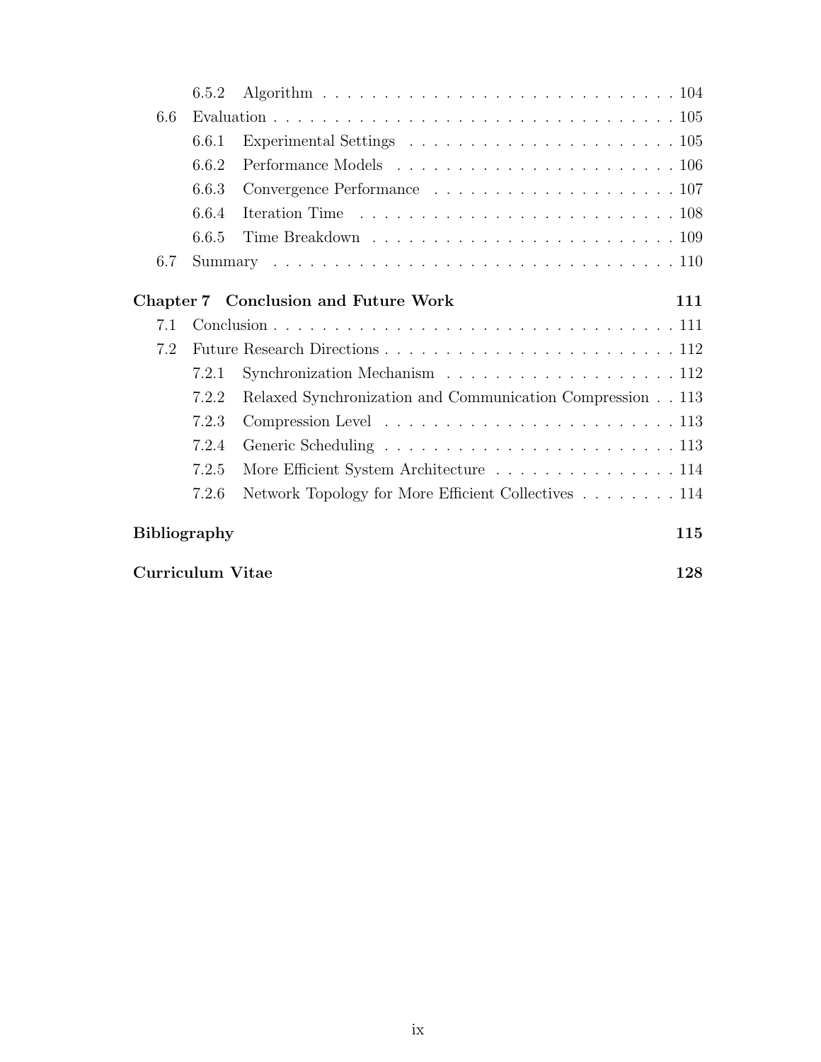- 6.5.2 Algorithm . . . 104
- 6.6 Evaluation . . . 105
  - 6.6.1 Experimental Settings . . . 105
  - 6.6.2 Performance Models . . . 106
  - 6.6.3 Convergence Performance . . . 107
  - 6.6.4 Iteration Time . . . 108
  - 6.6.5 Time Breakdown . . . 109
- 6.7 Summary . . . 110

**Chapter 7 Conclusion and Future Work** **111**

- 7.1 Conclusion . . . 111
- 7.2 Future Research Directions . . . 112
  - 7.2.1 Synchronization Mechanism . . . 112
  - 7.2.2 Relaxed Synchronization and Communication Compression . . . 113
  - 7.2.3 Compression Level . . . 113
  - 7.2.4 Generic Scheduling . . . 113
  - 7.2.5 More Efficient System Architecture . . . 114
  - 7.2.6 Network Topology for More Efficient Collectives . . . 114

**Bibliography** **115**

**Curriculum Vitae** **128**